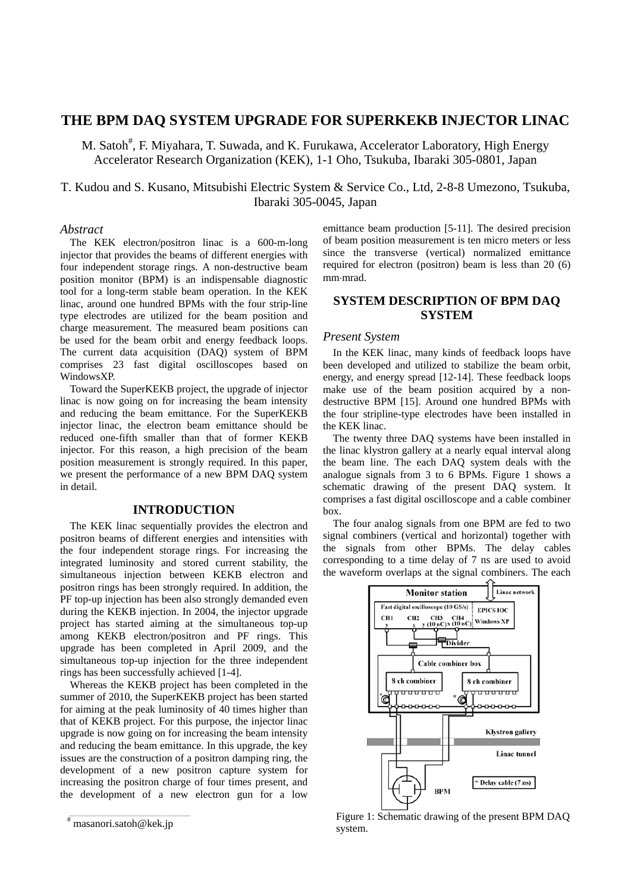# THE BPM DAQ SYSTEM UPGRADE FOR SUPERKEKB INJECTOR LINAC

M. Satoh[#], F. Miyahara, T. Suwada, and K. Furukawa, Accelerator Laboratory, High Energy Accelerator Research Organization (KEK), 1-1 Oho, Tsukuba, Ibaraki 305-0801, Japan

T. Kudou and S. Kusano, Mitsubishi Electric System & Service Co., Ltd, 2-8-8 Umezono, Tsukuba, Ibaraki 305-0045, Japan

### *Abstract*

The KEK electron/positron linac is a 600-m-long injector that provides the beams of different energies with four independent storage rings. A non-destructive beam position monitor (BPM) is an indispensable diagnostic tool for a long-term stable beam operation. In the KEK linac, around one hundred BPMs with the four strip-line type electrodes are utilized for the beam position and charge measurement. The measured beam positions can be used for the beam orbit and energy feedback loops. The current data acquisition (DAQ) system of BPM comprises 23 fast digital oscilloscopes based on WindowsXP.

Toward the SuperKEKB project, the upgrade of injector linac is now going on for increasing the beam intensity and reducing the beam emittance. For the SuperKEKB injector linac, the electron beam emittance should be reduced one-fifth smaller than that of former KEKB injector. For this reason, a high precision of the beam position measurement is strongly required. In this paper, we present the performance of a new BPM DAQ system in detail.

## INTRODUCTION

The KEK linac sequentially provides the electron and positron beams of different energies and intensities with the four independent storage rings. For increasing the integrated luminosity and stored current stability, the simultaneous injection between KEKB electron and positron rings has been strongly required. In addition, the PF top-up injection has been also strongly demanded even during the KEKB injection. In 2004, the injector upgrade project has started aiming at the simultaneous top-up among KEKB electron/positron and PF rings. This upgrade has been completed in April 2009, and the simultaneous top-up injection for the three independent rings has been successfully achieved [1-4].

Whereas the KEKB project has been completed in the summer of 2010, the SuperKEKB project has been started for aiming at the peak luminosity of 40 times higher than that of KEKB project. For this purpose, the injector linac upgrade is now going on for increasing the beam intensity and reducing the beam emittance. In this upgrade, the key issues are the construction of a positron damping ring, the development of a new positron capture system for increasing the positron charge of four times present, and the development of a new electron gun for a low emittance beam production [5-11]. The desired precision of beam position measurement is ten micro meters or less since the transverse (vertical) normalized emittance required for electron (positron) beam is less than 20 (6) mm·mrad.

## SYSTEM DESCRIPTION OF BPM DAQ SYSTEM

### *Present System*

In the KEK linac, many kinds of feedback loops have been developed and utilized to stabilize the beam orbit, energy, and energy spread [12-14]. These feedback loops make use of the beam position acquired by a non-destructive BPM [15]. Around one hundred BPMs with the four stripline-type electrodes have been installed in the KEK linac.

The twenty three DAQ systems have been installed in the linac klystron gallery at a nearly equal interval along the beam line. The each DAQ system deals with the analogue signals from 3 to 6 BPMs. Figure 1 shows a schematic drawing of the present DAQ system. It comprises a fast digital oscilloscope and a cable combiner box.

The four analog signals from one BPM are fed to two signal combiners (vertical and horizontal) together with the signals from other BPMs. The delay cables corresponding to a time delay of 7 ns are used to avoid the waveform overlaps at the signal combiners. The each

Figure 1: Schematic drawing of the present BPM DAQ system.

[#] masanori.satoh@kek.jp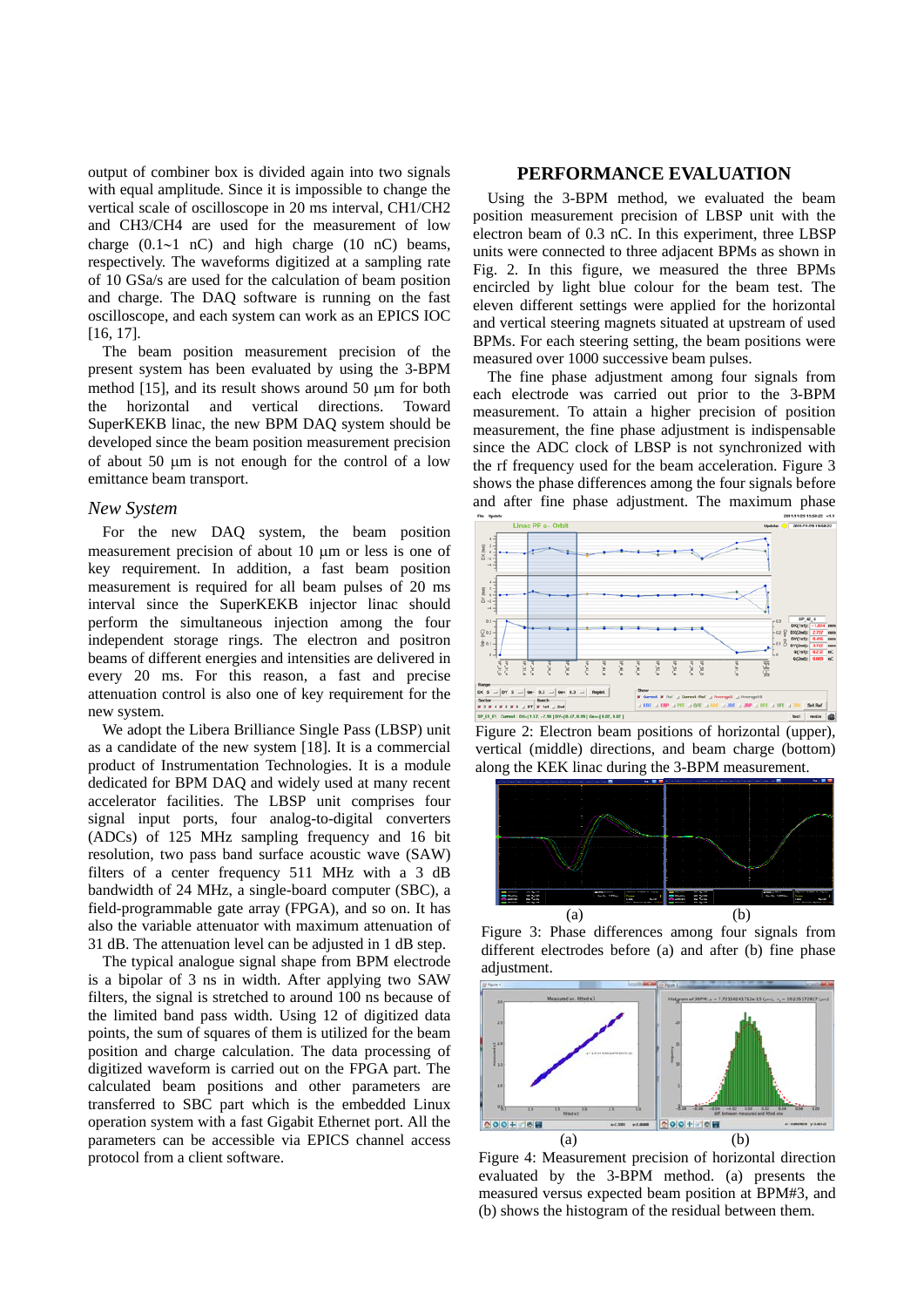output of combiner box is divided again into two signals with equal amplitude. Since it is impossible to change the vertical scale of oscilloscope in 20 ms interval, CH1/CH2 and CH3/CH4 are used for the measurement of low charge (0.1~1 nC) and high charge (10 nC) beams, respectively. The waveforms digitized at a sampling rate of 10 GSa/s are used for the calculation of beam position and charge. The DAQ software is running on the fast oscilloscope, and each system can work as an EPICS IOC [16, 17].

The beam position measurement precision of the present system has been evaluated by using the 3-BPM method [15], and its result shows around 50 μm for both the horizontal and vertical directions. Toward SuperKEKB linac, the new BPM DAQ system should be developed since the beam position measurement precision of about 50 μm is not enough for the control of a low emittance beam transport.

### *New System*

For the new DAQ system, the beam position measurement precision of about 10 μm or less is one of key requirement. In addition, a fast beam position measurement is required for all beam pulses of 20 ms interval since the SuperKEKB injector linac should perform the simultaneous injection among the four independent storage rings. The electron and positron beams of different energies and intensities are delivered in every 20 ms. For this reason, a fast and precise attenuation control is also one of key requirement for the new system.

We adopt the Libera Brilliance Single Pass (LBSP) unit as a candidate of the new system [18]. It is a commercial product of Instrumentation Technologies. It is a module dedicated for BPM DAQ and widely used at many recent accelerator facilities. The LBSP unit comprises four signal input ports, four analog-to-digital converters (ADCs) of 125 MHz sampling frequency and 16 bit resolution, two pass band surface acoustic wave (SAW) filters of a center frequency 511 MHz with a 3 dB bandwidth of 24 MHz, a single-board computer (SBC), a field-programmable gate array (FPGA), and so on. It has also the variable attenuator with maximum attenuation of 31 dB. The attenuation level can be adjusted in 1 dB step.

The typical analogue signal shape from BPM electrode is a bipolar of 3 ns in width. After applying two SAW filters, the signal is stretched to around 100 ns because of the limited band pass width. Using 12 of digitized data points, the sum of squares of them is utilized for the beam position and charge calculation. The data processing of digitized waveform is carried out on the FPGA part. The calculated beam positions and other parameters are transferred to SBC part which is the embedded Linux operation system with a fast Gigabit Ethernet port. All the parameters can be accessible via EPICS channel access protocol from a client software.

## PERFORMANCE EVALUATION

Using the 3-BPM method, we evaluated the beam position measurement precision of LBSP unit with the electron beam of 0.3 nC. In this experiment, three LBSP units were connected to three adjacent BPMs as shown in Fig. 2. In this figure, we measured the three BPMs encircled by light blue colour for the beam test. The eleven different settings were applied for the horizontal and vertical steering magnets situated at upstream of used BPMs. For each steering setting, the beam positions were measured over 1000 successive beam pulses.

The fine phase adjustment among four signals from each electrode was carried out prior to the 3-BPM measurement. To attain a higher precision of position measurement, the fine phase adjustment is indispensable since the ADC clock of LBSP is not synchronized with the rf frequency used for the beam acceleration. Figure 3 shows the phase differences among the four signals before and after fine phase adjustment. The maximum phase

Figure 2: Electron beam positions of horizontal (upper), vertical (middle) directions, and beam charge (bottom) along the KEK linac during the 3-BPM measurement.

(a) (b)

Figure 3: Phase differences among four signals from different electrodes before (a) and after (b) fine phase adjustment.

(a) (b)

Figure 4: Measurement precision of horizontal direction evaluated by the 3-BPM method. (a) presents the measured versus expected beam position at BPM#3, and (b) shows the histogram of the residual between them.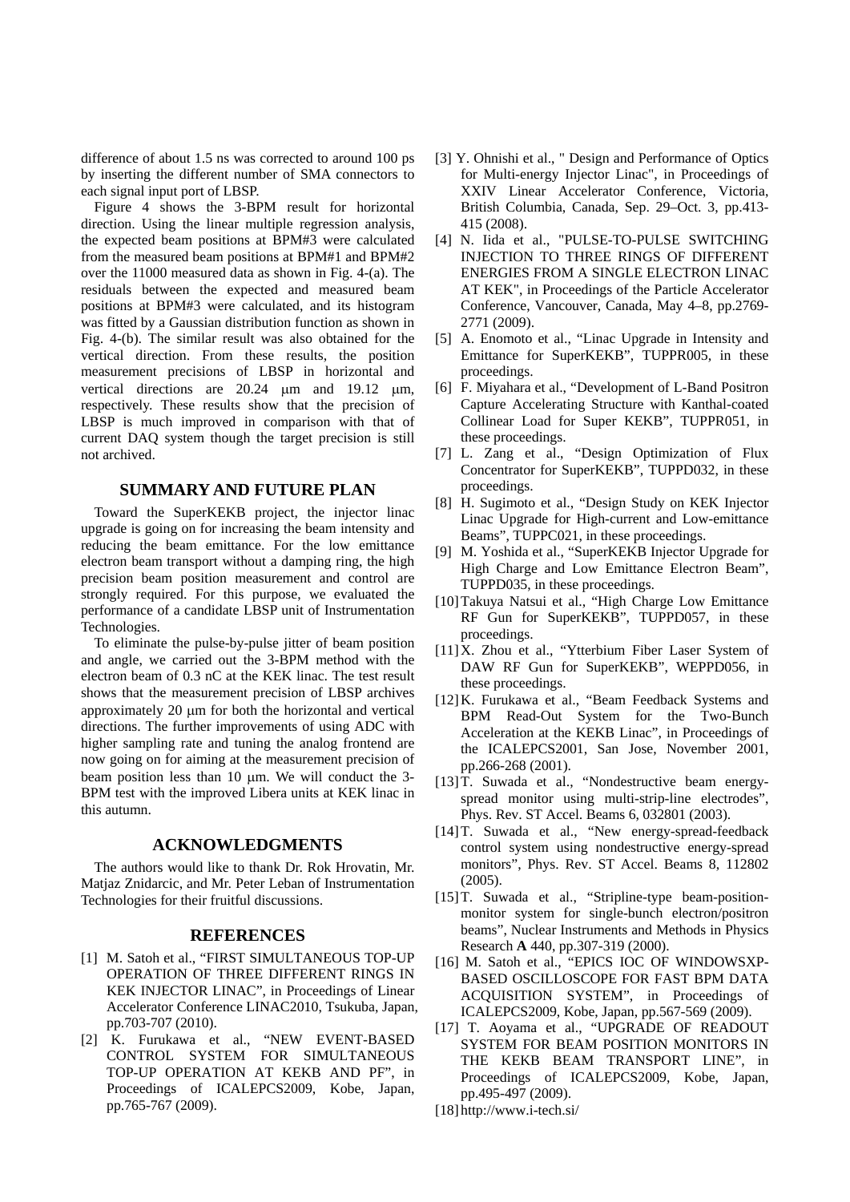difference of about 1.5 ns was corrected to around 100 ps by inserting the different number of SMA connectors to each signal input port of LBSP.

Figure 4 shows the 3-BPM result for horizontal direction. Using the linear multiple regression analysis, the expected beam positions at BPM#3 were calculated from the measured beam positions at BPM#1 and BPM#2 over the 11000 measured data as shown in Fig. 4-(a). The residuals between the expected and measured beam positions at BPM#3 were calculated, and its histogram was fitted by a Gaussian distribution function as shown in Fig. 4-(b). The similar result was also obtained for the vertical direction. From these results, the position measurement precisions of LBSP in horizontal and vertical directions are 20.24 μm and 19.12 μm, respectively. These results show that the precision of LBSP is much improved in comparison with that of current DAQ system though the target precision is still not archived.

## SUMMARY AND FUTURE PLAN

Toward the SuperKEKB project, the injector linac upgrade is going on for increasing the beam intensity and reducing the beam emittance. For the low emittance electron beam transport without a damping ring, the high precision beam position measurement and control are strongly required. For this purpose, we evaluated the performance of a candidate LBSP unit of Instrumentation Technologies.

To eliminate the pulse-by-pulse jitter of beam position and angle, we carried out the 3-BPM method with the electron beam of 0.3 nC at the KEK linac. The test result shows that the measurement precision of LBSP archives approximately 20 μm for both the horizontal and vertical directions. The further improvements of using ADC with higher sampling rate and tuning the analog frontend are now going on for aiming at the measurement precision of beam position less than 10 μm. We will conduct the 3-BPM test with the improved Libera units at KEK linac in this autumn.

## ACKNOWLEDGMENTS

The authors would like to thank Dr. Rok Hrovatin, Mr. Matjaz Znidarcic, and Mr. Peter Leban of Instrumentation Technologies for their fruitful discussions.

## REFERENCES

[1] M. Satoh et al., "FIRST SIMULTANEOUS TOP-UP OPERATION OF THREE DIFFERENT RINGS IN KEK INJECTOR LINAC", in Proceedings of Linear Accelerator Conference LINAC2010, Tsukuba, Japan, pp.703-707 (2010).

[2] K. Furukawa et al., "NEW EVENT-BASED CONTROL SYSTEM FOR SIMULTANEOUS TOP-UP OPERATION AT KEKB AND PF", in Proceedings of ICALEPCS2009, Kobe, Japan, pp.765-767 (2009).

[3] Y. Ohnishi et al., " Design and Performance of Optics for Multi-energy Injector Linac", in Proceedings of XXIV Linear Accelerator Conference, Victoria, British Columbia, Canada, Sep. 29–Oct. 3, pp.413-415 (2008).

[4] N. Iida et al., "PULSE-TO-PULSE SWITCHING INJECTION TO THREE RINGS OF DIFFERENT ENERGIES FROM A SINGLE ELECTRON LINAC AT KEK", in Proceedings of the Particle Accelerator Conference, Vancouver, Canada, May 4–8, pp.2769-2771 (2009).

[5] A. Enomoto et al., "Linac Upgrade in Intensity and Emittance for SuperKEKB", TUPPR005, in these proceedings.

[6] F. Miyahara et al., "Development of L-Band Positron Capture Accelerating Structure with Kanthal-coated Collinear Load for Super KEKB", TUPPR051, in these proceedings.

[7] L. Zang et al., "Design Optimization of Flux Concentrator for SuperKEKB", TUPPD032, in these proceedings.

[8] H. Sugimoto et al., "Design Study on KEK Injector Linac Upgrade for High-current and Low-emittance Beams", TUPPC021, in these proceedings.

[9] M. Yoshida et al., "SuperKEKB Injector Upgrade for High Charge and Low Emittance Electron Beam", TUPPD035, in these proceedings.

[10] Takuya Natsui et al., "High Charge Low Emittance RF Gun for SuperKEKB", TUPPD057, in these proceedings.

[11] X. Zhou et al., "Ytterbium Fiber Laser System of DAW RF Gun for SuperKEKB", WEPPD056, in these proceedings.

[12] K. Furukawa et al., "Beam Feedback Systems and BPM Read-Out System for the Two-Bunch Acceleration at the KEKB Linac", in Proceedings of the ICALEPCS2001, San Jose, November 2001, pp.266-268 (2001).

[13] T. Suwada et al., "Nondestructive beam energy-spread monitor using multi-strip-line electrodes", Phys. Rev. ST Accel. Beams 6, 032801 (2003).

[14] T. Suwada et al., "New energy-spread-feedback control system using nondestructive energy-spread monitors", Phys. Rev. ST Accel. Beams 8, 112802 (2005).

[15] T. Suwada et al., "Stripline-type beam-position-monitor system for single-bunch electron/positron beams", Nuclear Instruments and Methods in Physics Research **A** 440, pp.307-319 (2000).

[16] M. Satoh et al., "EPICS IOC OF WINDOWSXP-BASED OSCILLOSCOPE FOR FAST BPM DATA ACQUISITION SYSTEM", in Proceedings of ICALEPCS2009, Kobe, Japan, pp.567-569 (2009).

[17] T. Aoyama et al., "UPGRADE OF READOUT SYSTEM FOR BEAM POSITION MONITORS IN THE KEKB BEAM TRANSPORT LINE", in Proceedings of ICALEPCS2009, Kobe, Japan, pp.495-497 (2009).

[18] http://www.i-tech.si/